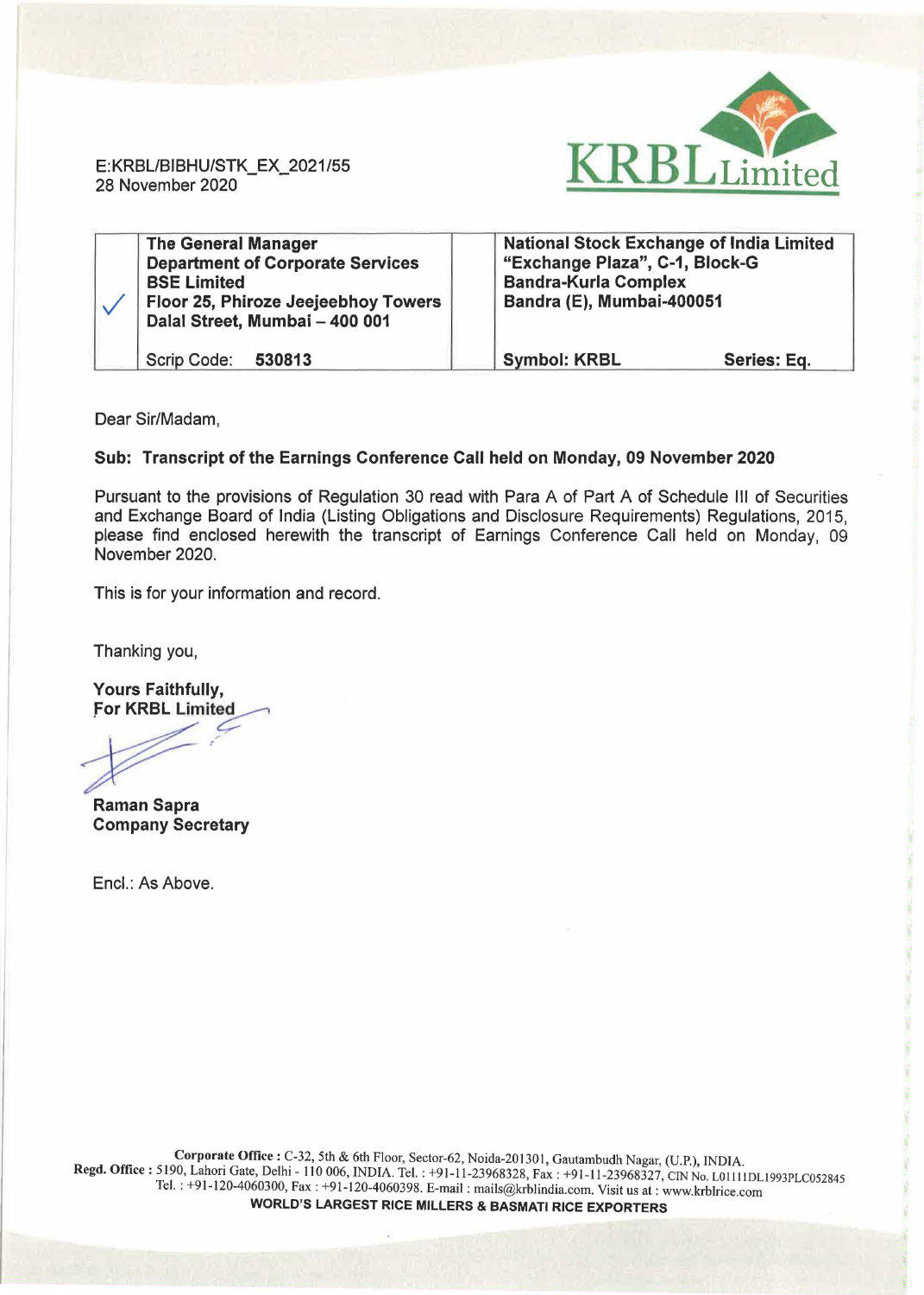E:KRBL/BIBHU/STK_EX_2021/55
28 November 2020

KRBL Limited

| ✓ | The General Manager<br>Department of Corporate Services<br>BSE Limited<br>Floor 25, Phiroze Jeejeebhoy Towers<br>Dalal Street, Mumbai – 400 001 | | National Stock Exchange of India Limited<br>"Exchange Plaza", C-1, Block-G<br>Bandra-Kurla Complex<br>Bandra (E), Mumbai-400051 |
|---|---|---|---|
| | Scrip Code: **530813** | | **Symbol: KRBL** **Series: Eq.** |

Dear Sir/Madam,

**Sub: Transcript of the Earnings Conference Call held on Monday, 09 November 2020**

Pursuant to the provisions of Regulation 30 read with Para A of Part A of Schedule III of Securities and Exchange Board of India (Listing Obligations and Disclosure Requirements) Regulations, 2015, please find enclosed herewith the transcript of Earnings Conference Call held on Monday, 09 November 2020.

This is for your information and record.

Thanking you,

**Yours Faithfully,**
**For KRBL Limited**

**Raman Sapra**
**Company Secretary**

Encl.: As Above.

**Corporate Office :** C-32, 5th & 6th Floor, Sector-62, Noida-201301, Gautambudh Nagar, (U.P.), INDIA.
**Regd. Office :** 5190, Lahori Gate, Delhi - 110 006, INDIA. Tel. : +91-11-23968328, Fax : +91-11-23968327, CIN No. L01111DL1993PLC052845
Tel. : +91-120-4060300, Fax : +91-120-4060398. E-mail : mails@krblindia.com. Visit us at : www.krblrice.com
**WORLD'S LARGEST RICE MILLERS & BASMATI RICE EXPORTERS**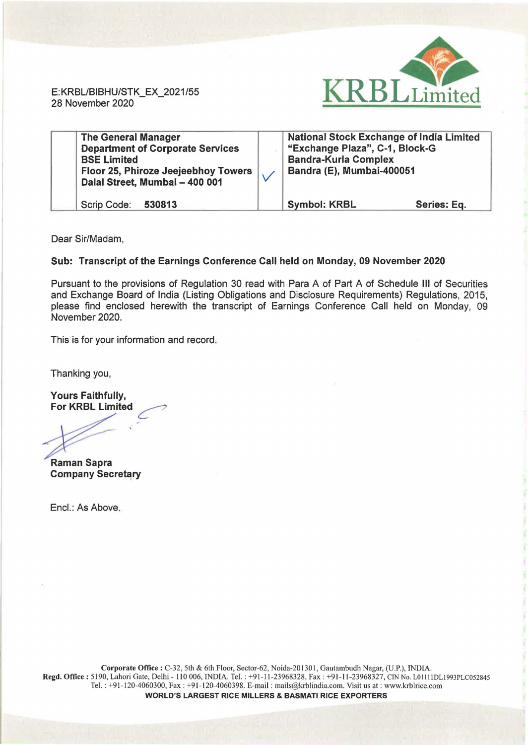E:KRBL/BIBHU/STK_EX_2021/55
28 November 2020

KRBL Limited

| | The General Manager<br>Department of Corporate Services<br>BSE Limited<br>Floor 25, Phiroze Jeejeebhoy Towers<br>Dalal Street, Mumbai – 400 001 | ✓ | National Stock Exchange of India Limited<br>"Exchange Plaza", C-1, Block-G<br>Bandra-Kurla Complex<br>Bandra (E), Mumbai-400051 |
|---|---|---|---|
| | Scrip Code: **530813** | | **Symbol: KRBL** **Series: Eq.** |

Dear Sir/Madam,

**Sub: Transcript of the Earnings Conference Call held on Monday, 09 November 2020**

Pursuant to the provisions of Regulation 30 read with Para A of Part A of Schedule III of Securities and Exchange Board of India (Listing Obligations and Disclosure Requirements) Regulations, 2015, please find enclosed herewith the transcript of Earnings Conference Call held on Monday, 09 November 2020.

This is for your information and record.

Thanking you,

**Yours Faithfully,**
**For KRBL Limited**

**Raman Sapra**
**Company Secretary**

Encl.: As Above.

**Corporate Office :** C-32, 5th & 6th Floor, Sector-62, Noida-201301, Gautambudh Nagar, (U.P.), INDIA.
**Regd. Office :** 5190, Lahori Gate, Delhi - 110 006, INDIA. Tel. : +91-11-23968328, Fax : +91-11-23968327, CIN No. L01111DL1993PLC052845
Tel. : +91-120-4060300, Fax : +91-120-4060398. E-mail : mails@krblindia.com. Visit us at : www.krblrice.com
**WORLD'S LARGEST RICE MILLERS & BASMATI RICE EXPORTERS**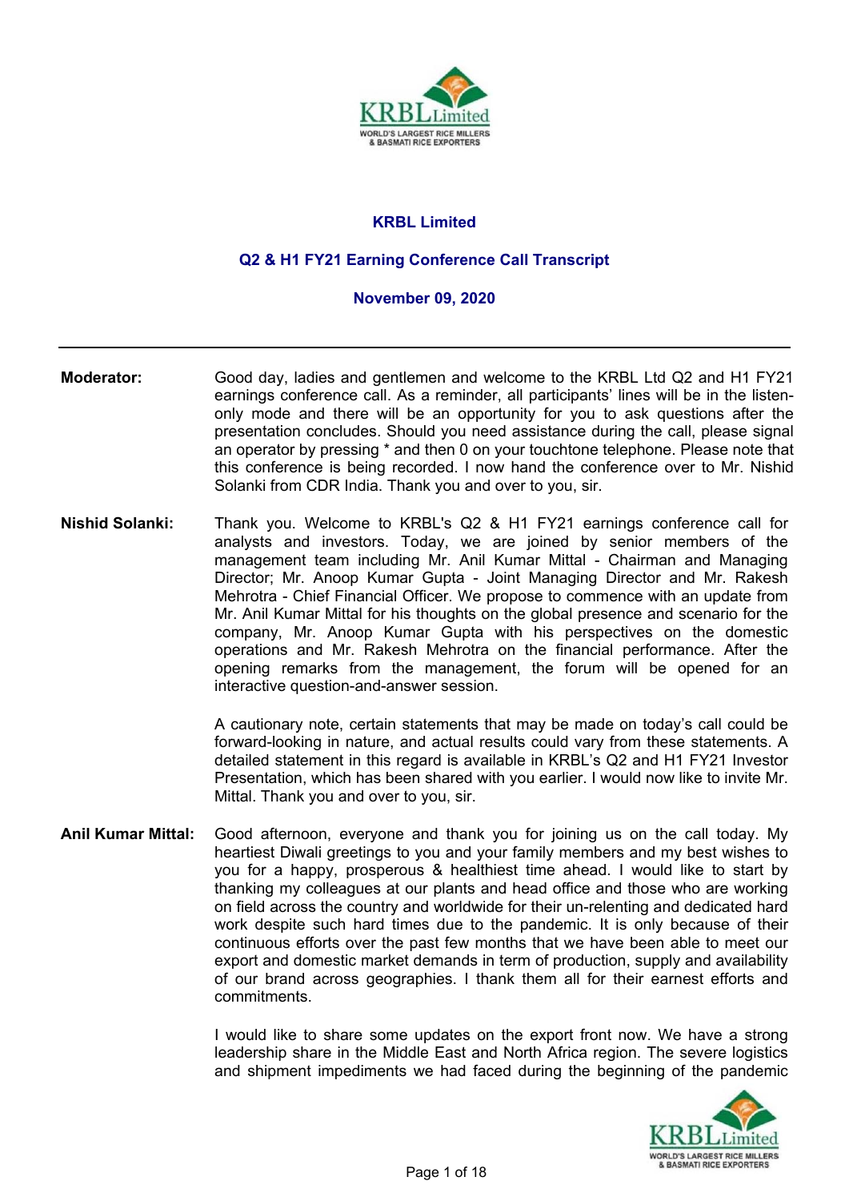# KRBL Limited

## Q2 & H1 FY21 Earning Conference Call Transcript

### November 09, 2020

---

**Moderator:** Good day, ladies and gentlemen and welcome to the KRBL Ltd Q2 and H1 FY21 earnings conference call. As a reminder, all participants' lines will be in the listen-only mode and there will be an opportunity for you to ask questions after the presentation concludes. Should you need assistance during the call, please signal an operator by pressing * and then 0 on your touchtone telephone. Please note that this conference is being recorded. I now hand the conference over to Mr. Nishid Solanki from CDR India. Thank you and over to you, sir.

**Nishid Solanki:** Thank you. Welcome to KRBL's Q2 & H1 FY21 earnings conference call for analysts and investors. Today, we are joined by senior members of the management team including Mr. Anil Kumar Mittal - Chairman and Managing Director; Mr. Anoop Kumar Gupta - Joint Managing Director and Mr. Rakesh Mehrotra - Chief Financial Officer. We propose to commence with an update from Mr. Anil Kumar Mittal for his thoughts on the global presence and scenario for the company, Mr. Anoop Kumar Gupta with his perspectives on the domestic operations and Mr. Rakesh Mehrotra on the financial performance. After the opening remarks from the management, the forum will be opened for an interactive question-and-answer session.

A cautionary note, certain statements that may be made on today's call could be forward-looking in nature, and actual results could vary from these statements. A detailed statement in this regard is available in KRBL's Q2 and H1 FY21 Investor Presentation, which has been shared with you earlier. I would now like to invite Mr. Mittal. Thank you and over to you, sir.

**Anil Kumar Mittal:** Good afternoon, everyone and thank you for joining us on the call today. My heartiest Diwali greetings to you and your family members and my best wishes to you for a happy, prosperous & healthiest time ahead. I would like to start by thanking my colleagues at our plants and head office and those who are working on field across the country and worldwide for their un-relenting and dedicated hard work despite such hard times due to the pandemic. It is only because of their continuous efforts over the past few months that we have been able to meet our export and domestic market demands in term of production, supply and availability of our brand across geographies. I thank them all for their earnest efforts and commitments.

I would like to share some updates on the export front now. We have a strong leadership share in the Middle East and North Africa region. The severe logistics and shipment impediments we had faced during the beginning of the pandemic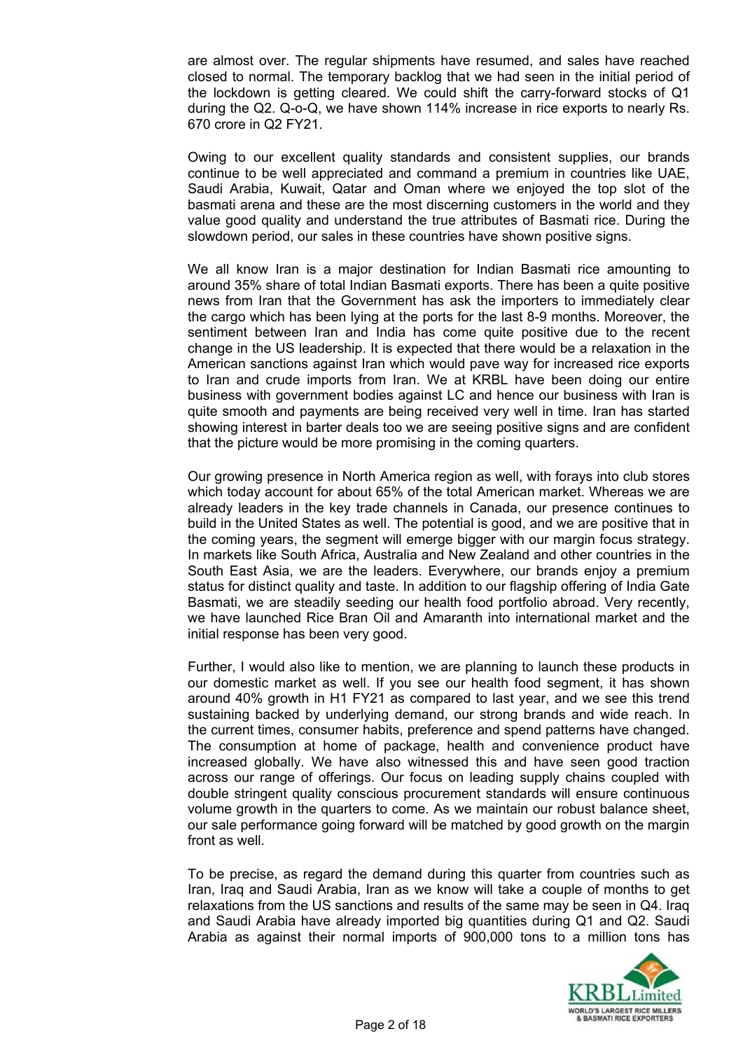are almost over. The regular shipments have resumed, and sales have reached closed to normal. The temporary backlog that we had seen in the initial period of the lockdown is getting cleared. We could shift the carry-forward stocks of Q1 during the Q2. Q-o-Q, we have shown 114% increase in rice exports to nearly Rs. 670 crore in Q2 FY21.

Owing to our excellent quality standards and consistent supplies, our brands continue to be well appreciated and command a premium in countries like UAE, Saudi Arabia, Kuwait, Qatar and Oman where we enjoyed the top slot of the basmati arena and these are the most discerning customers in the world and they value good quality and understand the true attributes of Basmati rice. During the slowdown period, our sales in these countries have shown positive signs.

We all know Iran is a major destination for Indian Basmati rice amounting to around 35% share of total Indian Basmati exports. There has been a quite positive news from Iran that the Government has ask the importers to immediately clear the cargo which has been lying at the ports for the last 8-9 months. Moreover, the sentiment between Iran and India has come quite positive due to the recent change in the US leadership. It is expected that there would be a relaxation in the American sanctions against Iran which would pave way for increased rice exports to Iran and crude imports from Iran. We at KRBL have been doing our entire business with government bodies against LC and hence our business with Iran is quite smooth and payments are being received very well in time. Iran has started showing interest in barter deals too we are seeing positive signs and are confident that the picture would be more promising in the coming quarters.

Our growing presence in North America region as well, with forays into club stores which today account for about 65% of the total American market. Whereas we are already leaders in the key trade channels in Canada, our presence continues to build in the United States as well. The potential is good, and we are positive that in the coming years, the segment will emerge bigger with our margin focus strategy. In markets like South Africa, Australia and New Zealand and other countries in the South East Asia, we are the leaders. Everywhere, our brands enjoy a premium status for distinct quality and taste. In addition to our flagship offering of India Gate Basmati, we are steadily seeding our health food portfolio abroad. Very recently, we have launched Rice Bran Oil and Amaranth into international market and the initial response has been very good.

Further, I would also like to mention, we are planning to launch these products in our domestic market as well. If you see our health food segment, it has shown around 40% growth in H1 FY21 as compared to last year, and we see this trend sustaining backed by underlying demand, our strong brands and wide reach. In the current times, consumer habits, preference and spend patterns have changed. The consumption at home of package, health and convenience product have increased globally. We have also witnessed this and have seen good traction across our range of offerings. Our focus on leading supply chains coupled with double stringent quality conscious procurement standards will ensure continuous volume growth in the quarters to come. As we maintain our robust balance sheet, our sale performance going forward will be matched by good growth on the margin front as well.

To be precise, as regard the demand during this quarter from countries such as Iran, Iraq and Saudi Arabia, Iran as we know will take a couple of months to get relaxations from the US sanctions and results of the same may be seen in Q4. Iraq and Saudi Arabia have already imported big quantities during Q1 and Q2. Saudi Arabia as against their normal imports of 900,000 tons to a million tons has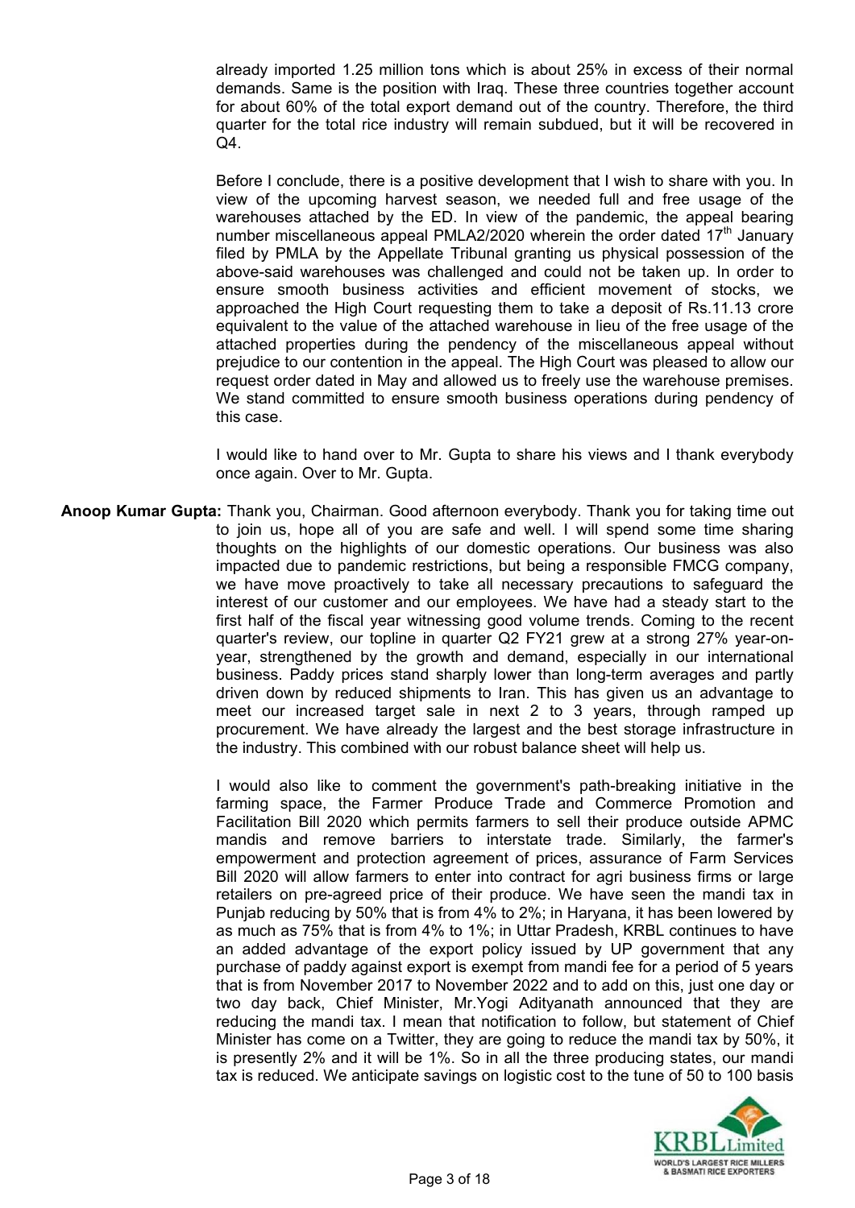already imported 1.25 million tons which is about 25% in excess of their normal demands. Same is the position with Iraq. These three countries together account for about 60% of the total export demand out of the country. Therefore, the third quarter for the total rice industry will remain subdued, but it will be recovered in Q4.

Before I conclude, there is a positive development that I wish to share with you. In view of the upcoming harvest season, we needed full and free usage of the warehouses attached by the ED. In view of the pandemic, the appeal bearing number miscellaneous appeal PMLA2/2020 wherein the order dated 17th January filed by PMLA by the Appellate Tribunal granting us physical possession of the above-said warehouses was challenged and could not be taken up. In order to ensure smooth business activities and efficient movement of stocks, we approached the High Court requesting them to take a deposit of Rs.11.13 crore equivalent to the value of the attached warehouse in lieu of the free usage of the attached properties during the pendency of the miscellaneous appeal without prejudice to our contention in the appeal. The High Court was pleased to allow our request order dated in May and allowed us to freely use the warehouse premises. We stand committed to ensure smooth business operations during pendency of this case.

I would like to hand over to Mr. Gupta to share his views and I thank everybody once again. Over to Mr. Gupta.

**Anoop Kumar Gupta:** Thank you, Chairman. Good afternoon everybody. Thank you for taking time out to join us, hope all of you are safe and well. I will spend some time sharing thoughts on the highlights of our domestic operations. Our business was also impacted due to pandemic restrictions, but being a responsible FMCG company, we have move proactively to take all necessary precautions to safeguard the interest of our customer and our employees. We have had a steady start to the first half of the fiscal year witnessing good volume trends. Coming to the recent quarter's review, our topline in quarter Q2 FY21 grew at a strong 27% year-on-year, strengthened by the growth and demand, especially in our international business. Paddy prices stand sharply lower than long-term averages and partly driven down by reduced shipments to Iran. This has given us an advantage to meet our increased target sale in next 2 to 3 years, through ramped up procurement. We have already the largest and the best storage infrastructure in the industry. This combined with our robust balance sheet will help us.

I would also like to comment the government's path-breaking initiative in the farming space, the Farmer Produce Trade and Commerce Promotion and Facilitation Bill 2020 which permits farmers to sell their produce outside APMC mandis and remove barriers to interstate trade. Similarly, the farmer's empowerment and protection agreement of prices, assurance of Farm Services Bill 2020 will allow farmers to enter into contract for agri business firms or large retailers on pre-agreed price of their produce. We have seen the mandi tax in Punjab reducing by 50% that is from 4% to 2%; in Haryana, it has been lowered by as much as 75% that is from 4% to 1%; in Uttar Pradesh, KRBL continues to have an added advantage of the export policy issued by UP government that any purchase of paddy against export is exempt from mandi fee for a period of 5 years that is from November 2017 to November 2022 and to add on this, just one day or two day back, Chief Minister, Mr.Yogi Adityanath announced that they are reducing the mandi tax. I mean that notification to follow, but statement of Chief Minister has come on a Twitter, they are going to reduce the mandi tax by 50%, it is presently 2% and it will be 1%. So in all the three producing states, our mandi tax is reduced. We anticipate savings on logistic cost to the tune of 50 to 100 basis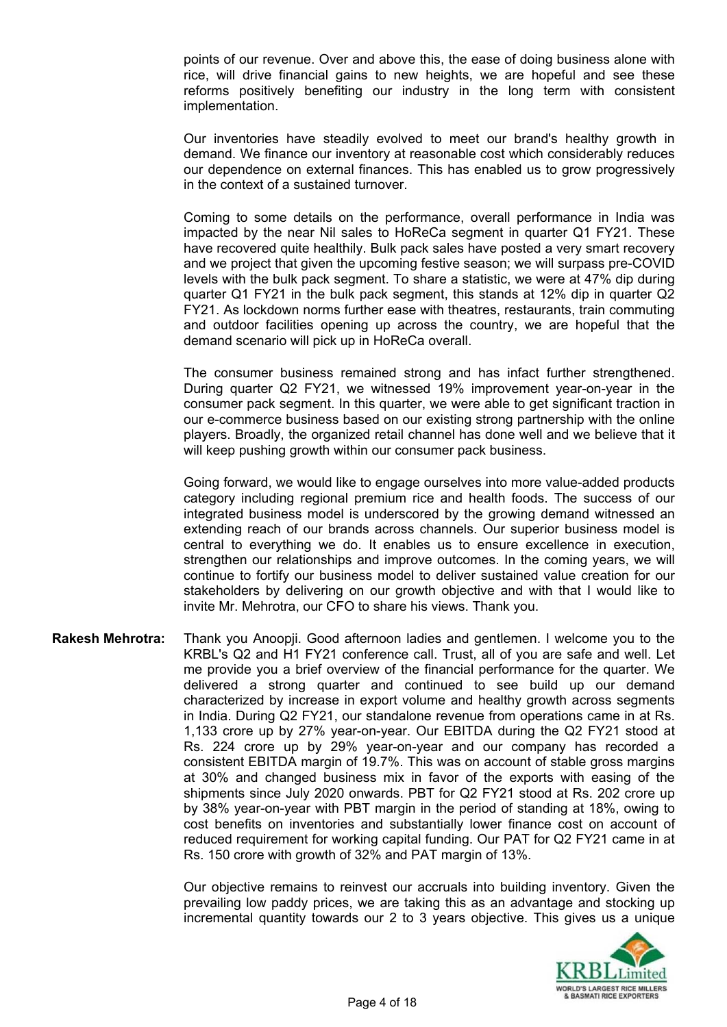points of our revenue. Over and above this, the ease of doing business alone with rice, will drive financial gains to new heights, we are hopeful and see these reforms positively benefiting our industry in the long term with consistent implementation.

Our inventories have steadily evolved to meet our brand's healthy growth in demand. We finance our inventory at reasonable cost which considerably reduces our dependence on external finances. This has enabled us to grow progressively in the context of a sustained turnover.

Coming to some details on the performance, overall performance in India was impacted by the near Nil sales to HoReCa segment in quarter Q1 FY21. These have recovered quite healthily. Bulk pack sales have posted a very smart recovery and we project that given the upcoming festive season; we will surpass pre-COVID levels with the bulk pack segment. To share a statistic, we were at 47% dip during quarter Q1 FY21 in the bulk pack segment, this stands at 12% dip in quarter Q2 FY21. As lockdown norms further ease with theatres, restaurants, train commuting and outdoor facilities opening up across the country, we are hopeful that the demand scenario will pick up in HoReCa overall.

The consumer business remained strong and has infact further strengthened. During quarter Q2 FY21, we witnessed 19% improvement year-on-year in the consumer pack segment. In this quarter, we were able to get significant traction in our e-commerce business based on our existing strong partnership with the online players. Broadly, the organized retail channel has done well and we believe that it will keep pushing growth within our consumer pack business.

Going forward, we would like to engage ourselves into more value-added products category including regional premium rice and health foods. The success of our integrated business model is underscored by the growing demand witnessed an extending reach of our brands across channels. Our superior business model is central to everything we do. It enables us to ensure excellence in execution, strengthen our relationships and improve outcomes. In the coming years, we will continue to fortify our business model to deliver sustained value creation for our stakeholders by delivering on our growth objective and with that I would like to invite Mr. Mehrotra, our CFO to share his views. Thank you.

**Rakesh Mehrotra:** Thank you Anoopji. Good afternoon ladies and gentlemen. I welcome you to the KRBL's Q2 and H1 FY21 conference call. Trust, all of you are safe and well. Let me provide you a brief overview of the financial performance for the quarter. We delivered a strong quarter and continued to see build up our demand characterized by increase in export volume and healthy growth across segments in India. During Q2 FY21, our standalone revenue from operations came in at Rs. 1,133 crore up by 27% year-on-year. Our EBITDA during the Q2 FY21 stood at Rs. 224 crore up by 29% year-on-year and our company has recorded a consistent EBITDA margin of 19.7%. This was on account of stable gross margins at 30% and changed business mix in favor of the exports with easing of the shipments since July 2020 onwards. PBT for Q2 FY21 stood at Rs. 202 crore up by 38% year-on-year with PBT margin in the period of standing at 18%, owing to cost benefits on inventories and substantially lower finance cost on account of reduced requirement for working capital funding. Our PAT for Q2 FY21 came in at Rs. 150 crore with growth of 32% and PAT margin of 13%.

Our objective remains to reinvest our accruals into building inventory. Given the prevailing low paddy prices, we are taking this as an advantage and stocking up incremental quantity towards our 2 to 3 years objective. This gives us a unique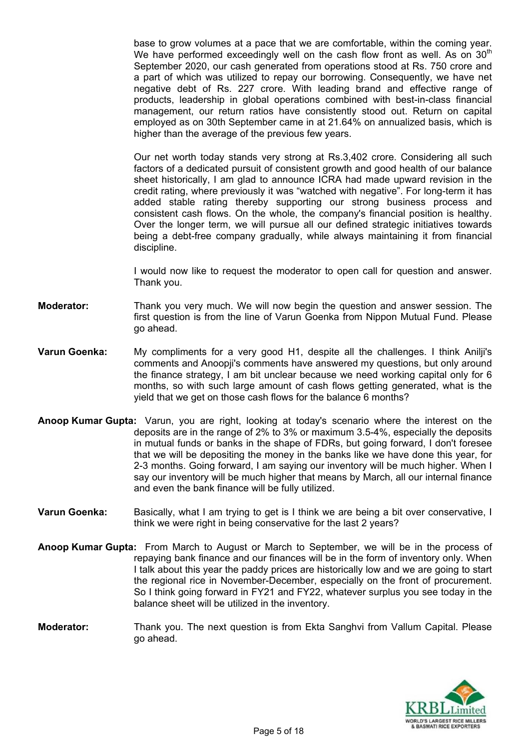base to grow volumes at a pace that we are comfortable, within the coming year. We have performed exceedingly well on the cash flow front as well. As on 30th September 2020, our cash generated from operations stood at Rs. 750 crore and a part of which was utilized to repay our borrowing. Consequently, we have net negative debt of Rs. 227 crore. With leading brand and effective range of products, leadership in global operations combined with best-in-class financial management, our return ratios have consistently stood out. Return on capital employed as on 30th September came in at 21.64% on annualized basis, which is higher than the average of the previous few years.

Our net worth today stands very strong at Rs.3,402 crore. Considering all such factors of a dedicated pursuit of consistent growth and good health of our balance sheet historically, I am glad to announce ICRA had made upward revision in the credit rating, where previously it was "watched with negative". For long-term it has added stable rating thereby supporting our strong business process and consistent cash flows. On the whole, the company's financial position is healthy. Over the longer term, we will pursue all our defined strategic initiatives towards being a debt-free company gradually, while always maintaining it from financial discipline.

I would now like to request the moderator to open call for question and answer. Thank you.

**Moderator:** Thank you very much. We will now begin the question and answer session. The first question is from the line of Varun Goenka from Nippon Mutual Fund. Please go ahead.

**Varun Goenka:** My compliments for a very good H1, despite all the challenges. I think Anilji's comments and Anoopji's comments have answered my questions, but only around the finance strategy, I am bit unclear because we need working capital only for 6 months, so with such large amount of cash flows getting generated, what is the yield that we get on those cash flows for the balance 6 months?

**Anoop Kumar Gupta:** Varun, you are right, looking at today's scenario where the interest on the deposits are in the range of 2% to 3% or maximum 3.5-4%, especially the deposits in mutual funds or banks in the shape of FDRs, but going forward, I don't foresee that we will be depositing the money in the banks like we have done this year, for 2-3 months. Going forward, I am saying our inventory will be much higher. When I say our inventory will be much higher that means by March, all our internal finance and even the bank finance will be fully utilized.

**Varun Goenka:** Basically, what I am trying to get is I think we are being a bit over conservative, I think we were right in being conservative for the last 2 years?

**Anoop Kumar Gupta:** From March to August or March to September, we will be in the process of repaying bank finance and our finances will be in the form of inventory only. When I talk about this year the paddy prices are historically low and we are going to start the regional rice in November-December, especially on the front of procurement. So I think going forward in FY21 and FY22, whatever surplus you see today in the balance sheet will be utilized in the inventory.

**Moderator:** Thank you. The next question is from Ekta Sanghvi from Vallum Capital. Please go ahead.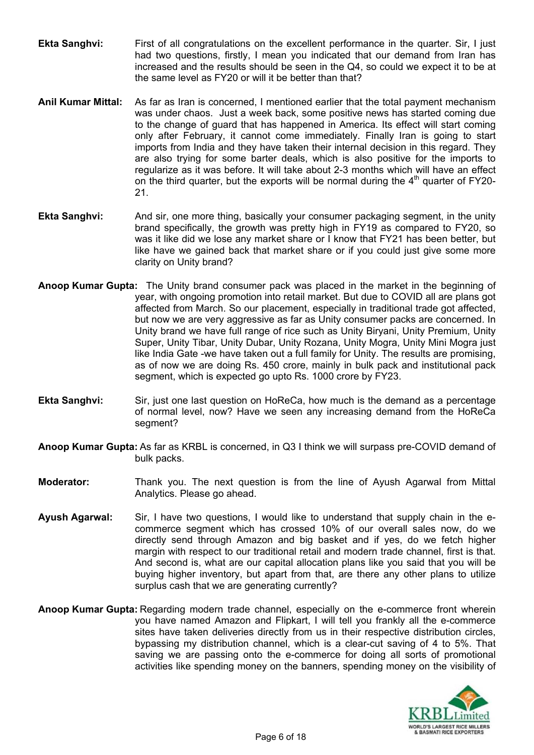**Ekta Sanghvi:** First of all congratulations on the excellent performance in the quarter. Sir, I just had two questions, firstly, I mean you indicated that our demand from Iran has increased and the results should be seen in the Q4, so could we expect it to be at the same level as FY20 or will it be better than that?

**Anil Kumar Mittal:** As far as Iran is concerned, I mentioned earlier that the total payment mechanism was under chaos. Just a week back, some positive news has started coming due to the change of guard that has happened in America. Its effect will start coming only after February, it cannot come immediately. Finally Iran is going to start imports from India and they have taken their internal decision in this regard. They are also trying for some barter deals, which is also positive for the imports to regularize as it was before. It will take about 2-3 months which will have an effect on the third quarter, but the exports will be normal during the 4th quarter of FY20-21.

**Ekta Sanghvi:** And sir, one more thing, basically your consumer packaging segment, in the unity brand specifically, the growth was pretty high in FY19 as compared to FY20, so was it like did we lose any market share or I know that FY21 has been better, but like have we gained back that market share or if you could just give some more clarity on Unity brand?

**Anoop Kumar Gupta:** The Unity brand consumer pack was placed in the market in the beginning of year, with ongoing promotion into retail market. But due to COVID all are plans got affected from March. So our placement, especially in traditional trade got affected, but now we are very aggressive as far as Unity consumer packs are concerned. In Unity brand we have full range of rice such as Unity Biryani, Unity Premium, Unity Super, Unity Tibar, Unity Dubar, Unity Rozana, Unity Mogra, Unity Mini Mogra just like India Gate -we have taken out a full family for Unity. The results are promising, as of now we are doing Rs. 450 crore, mainly in bulk pack and institutional pack segment, which is expected go upto Rs. 1000 crore by FY23.

**Ekta Sanghvi:** Sir, just one last question on HoReCa, how much is the demand as a percentage of normal level, now? Have we seen any increasing demand from the HoReCa segment?

**Anoop Kumar Gupta:** As far as KRBL is concerned, in Q3 I think we will surpass pre-COVID demand of bulk packs.

**Moderator:** Thank you. The next question is from the line of Ayush Agarwal from Mittal Analytics. Please go ahead.

**Ayush Agarwal:** Sir, I have two questions, I would like to understand that supply chain in the e-commerce segment which has crossed 10% of our overall sales now, do we directly send through Amazon and big basket and if yes, do we fetch higher margin with respect to our traditional retail and modern trade channel, first is that. And second is, what are our capital allocation plans like you said that you will be buying higher inventory, but apart from that, are there any other plans to utilize surplus cash that we are generating currently?

**Anoop Kumar Gupta:** Regarding modern trade channel, especially on the e-commerce front wherein you have named Amazon and Flipkart, I will tell you frankly all the e-commerce sites have taken deliveries directly from us in their respective distribution circles, bypassing my distribution channel, which is a clear-cut saving of 4 to 5%. That saving we are passing onto the e-commerce for doing all sorts of promotional activities like spending money on the banners, spending money on the visibility of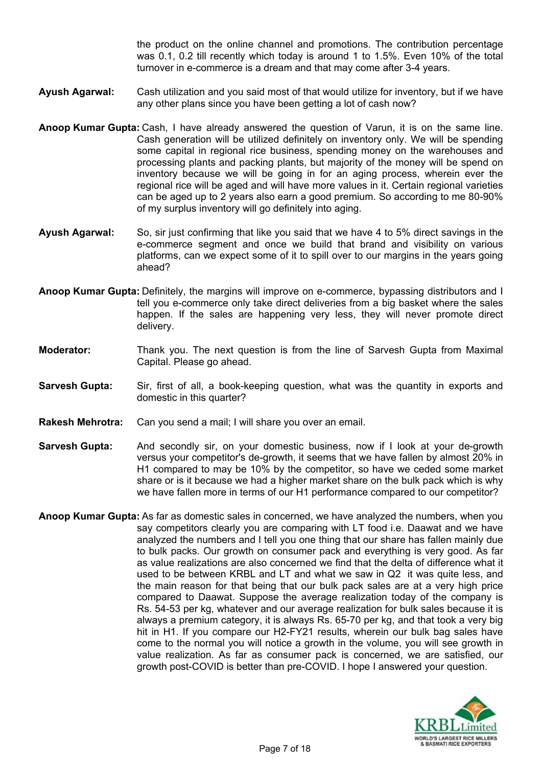the product on the online channel and promotions. The contribution percentage was 0.1, 0.2 till recently which today is around 1 to 1.5%. Even 10% of the total turnover in e-commerce is a dream and that may come after 3-4 years.

**Ayush Agarwal:** Cash utilization and you said most of that would utilize for inventory, but if we have any other plans since you have been getting a lot of cash now?

**Anoop Kumar Gupta:** Cash, I have already answered the question of Varun, it is on the same line. Cash generation will be utilized definitely on inventory only. We will be spending some capital in regional rice business, spending money on the warehouses and processing plants and packing plants, but majority of the money will be spend on inventory because we will be going in for an aging process, wherein ever the regional rice will be aged and will have more values in it. Certain regional varieties can be aged up to 2 years also earn a good premium. So according to me 80-90% of my surplus inventory will go definitely into aging.

**Ayush Agarwal:** So, sir just confirming that like you said that we have 4 to 5% direct savings in the e-commerce segment and once we build that brand and visibility on various platforms, can we expect some of it to spill over to our margins in the years going ahead?

**Anoop Kumar Gupta:** Definitely, the margins will improve on e-commerce, bypassing distributors and I tell you e-commerce only take direct deliveries from a big basket where the sales happen. If the sales are happening very less, they will never promote direct delivery.

**Moderator:** Thank you. The next question is from the line of Sarvesh Gupta from Maximal Capital. Please go ahead.

**Sarvesh Gupta:** Sir, first of all, a book-keeping question, what was the quantity in exports and domestic in this quarter?

**Rakesh Mehrotra:** Can you send a mail; I will share you over an email.

**Sarvesh Gupta:** And secondly sir, on your domestic business, now if I look at your de-growth versus your competitor's de-growth, it seems that we have fallen by almost 20% in H1 compared to may be 10% by the competitor, so have we ceded some market share or is it because we had a higher market share on the bulk pack which is why we have fallen more in terms of our H1 performance compared to our competitor?

**Anoop Kumar Gupta:** As far as domestic sales in concerned, we have analyzed the numbers, when you say competitors clearly you are comparing with LT food i.e. Daawat and we have analyzed the numbers and I tell you one thing that our share has fallen mainly due to bulk packs. Our growth on consumer pack and everything is very good. As far as value realizations are also concerned we find that the delta of difference what it used to be between KRBL and LT and what we saw in Q2 it was quite less, and the main reason for that being that our bulk pack sales are at a very high price compared to Daawat. Suppose the average realization today of the company is Rs. 54-53 per kg, whatever and our average realization for bulk sales because it is always a premium category, it is always Rs. 65-70 per kg, and that took a very big hit in H1. If you compare our H2-FY21 results, wherein our bulk bag sales have come to the normal you will notice a growth in the volume, you will see growth in value realization. As far as consumer pack is concerned, we are satisfied, our growth post-COVID is better than pre-COVID. I hope I answered your question.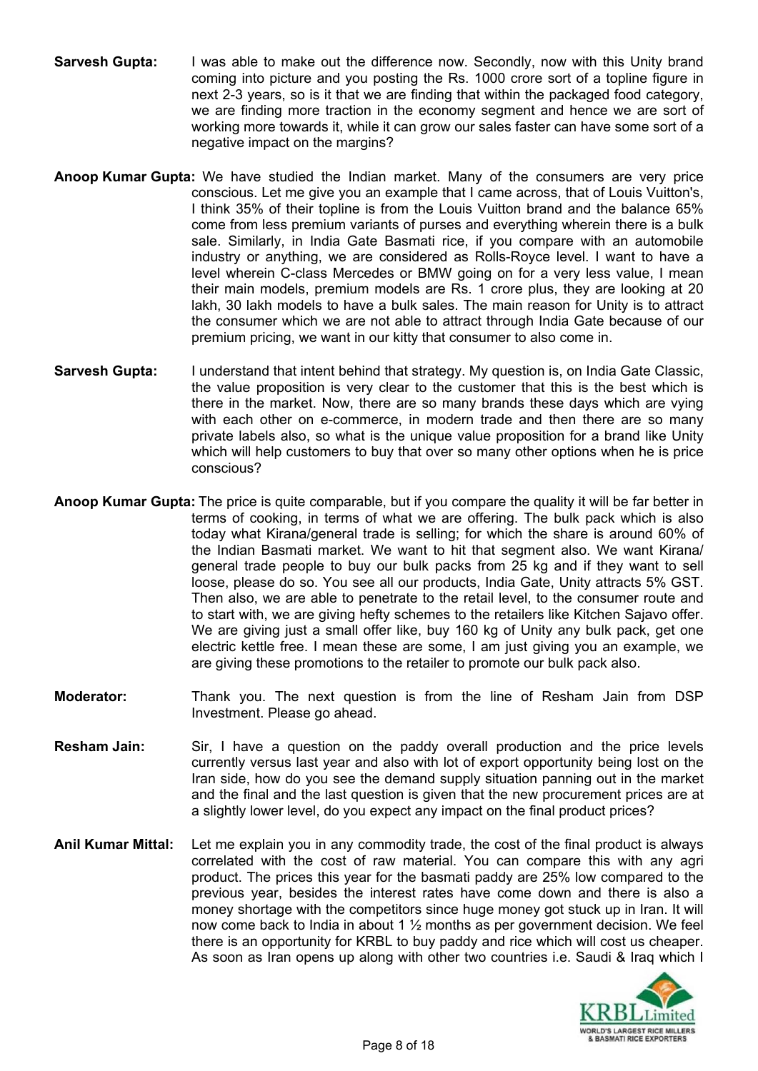**Sarvesh Gupta:** I was able to make out the difference now. Secondly, now with this Unity brand coming into picture and you posting the Rs. 1000 crore sort of a topline figure in next 2-3 years, so is it that we are finding that within the packaged food category, we are finding more traction in the economy segment and hence we are sort of working more towards it, while it can grow our sales faster can have some sort of a negative impact on the margins?

**Anoop Kumar Gupta:** We have studied the Indian market. Many of the consumers are very price conscious. Let me give you an example that I came across, that of Louis Vuitton's, I think 35% of their topline is from the Louis Vuitton brand and the balance 65% come from less premium variants of purses and everything wherein there is a bulk sale. Similarly, in India Gate Basmati rice, if you compare with an automobile industry or anything, we are considered as Rolls-Royce level. I want to have a level wherein C-class Mercedes or BMW going on for a very less value, I mean their main models, premium models are Rs. 1 crore plus, they are looking at 20 lakh, 30 lakh models to have a bulk sales. The main reason for Unity is to attract the consumer which we are not able to attract through India Gate because of our premium pricing, we want in our kitty that consumer to also come in.

**Sarvesh Gupta:** I understand that intent behind that strategy. My question is, on India Gate Classic, the value proposition is very clear to the customer that this is the best which is there in the market. Now, there are so many brands these days which are vying with each other on e-commerce, in modern trade and then there are so many private labels also, so what is the unique value proposition for a brand like Unity which will help customers to buy that over so many other options when he is price conscious?

**Anoop Kumar Gupta:** The price is quite comparable, but if you compare the quality it will be far better in terms of cooking, in terms of what we are offering. The bulk pack which is also today what Kirana/general trade is selling; for which the share is around 60% of the Indian Basmati market. We want to hit that segment also. We want Kirana/ general trade people to buy our bulk packs from 25 kg and if they want to sell loose, please do so. You see all our products, India Gate, Unity attracts 5% GST. Then also, we are able to penetrate to the retail level, to the consumer route and to start with, we are giving hefty schemes to the retailers like Kitchen Sajavo offer. We are giving just a small offer like, buy 160 kg of Unity any bulk pack, get one electric kettle free. I mean these are some, I am just giving you an example, we are giving these promotions to the retailer to promote our bulk pack also.

**Moderator:** Thank you. The next question is from the line of Resham Jain from DSP Investment. Please go ahead.

**Resham Jain:** Sir, I have a question on the paddy overall production and the price levels currently versus last year and also with lot of export opportunity being lost on the Iran side, how do you see the demand supply situation panning out in the market and the final and the last question is given that the new procurement prices are at a slightly lower level, do you expect any impact on the final product prices?

**Anil Kumar Mittal:** Let me explain you in any commodity trade, the cost of the final product is always correlated with the cost of raw material. You can compare this with any agri product. The prices this year for the basmati paddy are 25% low compared to the previous year, besides the interest rates have come down and there is also a money shortage with the competitors since huge money got stuck up in Iran. It will now come back to India in about 1 ½ months as per government decision. We feel there is an opportunity for KRBL to buy paddy and rice which will cost us cheaper. As soon as Iran opens up along with other two countries i.e. Saudi & Iraq which I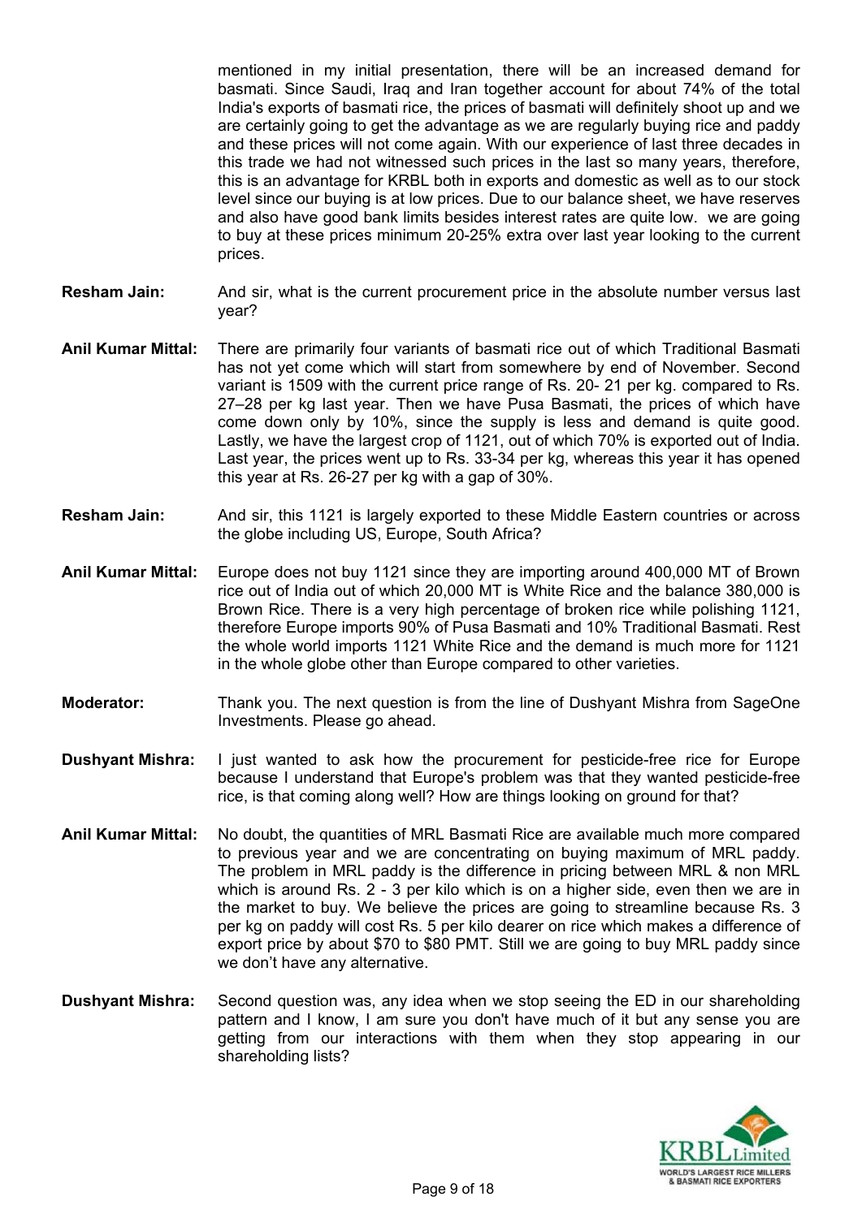mentioned in my initial presentation, there will be an increased demand for basmati. Since Saudi, Iraq and Iran together account for about 74% of the total India's exports of basmati rice, the prices of basmati will definitely shoot up and we are certainly going to get the advantage as we are regularly buying rice and paddy and these prices will not come again. With our experience of last three decades in this trade we had not witnessed such prices in the last so many years, therefore, this is an advantage for KRBL both in exports and domestic as well as to our stock level since our buying is at low prices. Due to our balance sheet, we have reserves and also have good bank limits besides interest rates are quite low. we are going to buy at these prices minimum 20-25% extra over last year looking to the current prices.

**Resham Jain:** And sir, what is the current procurement price in the absolute number versus last year?

**Anil Kumar Mittal:** There are primarily four variants of basmati rice out of which Traditional Basmati has not yet come which will start from somewhere by end of November. Second variant is 1509 with the current price range of Rs. 20- 21 per kg. compared to Rs. 27–28 per kg last year. Then we have Pusa Basmati, the prices of which have come down only by 10%, since the supply is less and demand is quite good. Lastly, we have the largest crop of 1121, out of which 70% is exported out of India. Last year, the prices went up to Rs. 33-34 per kg, whereas this year it has opened this year at Rs. 26-27 per kg with a gap of 30%.

**Resham Jain:** And sir, this 1121 is largely exported to these Middle Eastern countries or across the globe including US, Europe, South Africa?

**Anil Kumar Mittal:** Europe does not buy 1121 since they are importing around 400,000 MT of Brown rice out of India out of which 20,000 MT is White Rice and the balance 380,000 is Brown Rice. There is a very high percentage of broken rice while polishing 1121, therefore Europe imports 90% of Pusa Basmati and 10% Traditional Basmati. Rest the whole world imports 1121 White Rice and the demand is much more for 1121 in the whole globe other than Europe compared to other varieties.

**Moderator:** Thank you. The next question is from the line of Dushyant Mishra from SageOne Investments. Please go ahead.

**Dushyant Mishra:** I just wanted to ask how the procurement for pesticide-free rice for Europe because I understand that Europe's problem was that they wanted pesticide-free rice, is that coming along well? How are things looking on ground for that?

**Anil Kumar Mittal:** No doubt, the quantities of MRL Basmati Rice are available much more compared to previous year and we are concentrating on buying maximum of MRL paddy. The problem in MRL paddy is the difference in pricing between MRL & non MRL which is around Rs. 2 - 3 per kilo which is on a higher side, even then we are in the market to buy. We believe the prices are going to streamline because Rs. 3 per kg on paddy will cost Rs. 5 per kilo dearer on rice which makes a difference of export price by about $70 to $80 PMT. Still we are going to buy MRL paddy since we don't have any alternative.

**Dushyant Mishra:** Second question was, any idea when we stop seeing the ED in our shareholding pattern and I know, I am sure you don't have much of it but any sense you are getting from our interactions with them when they stop appearing in our shareholding lists?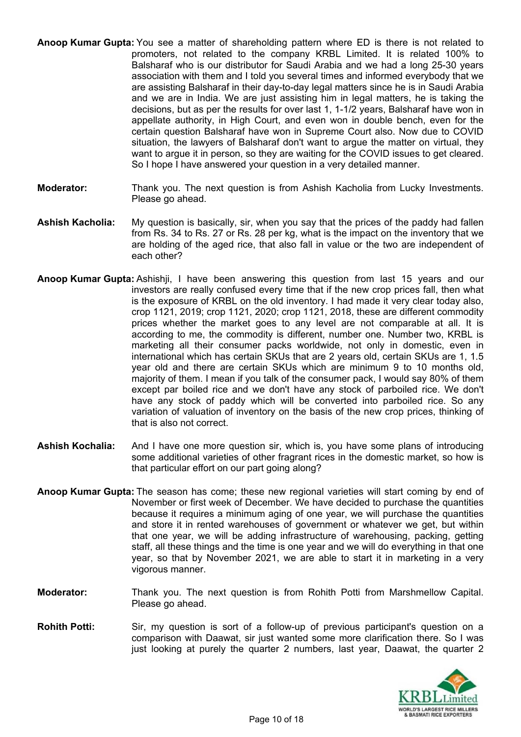**Anoop Kumar Gupta:** You see a matter of shareholding pattern where ED is there is not related to promoters, not related to the company KRBL Limited. It is related 100% to Balsharaf who is our distributor for Saudi Arabia and we had a long 25-30 years association with them and I told you several times and informed everybody that we are assisting Balsharaf in their day-to-day legal matters since he is in Saudi Arabia and we are in India. We are just assisting him in legal matters, he is taking the decisions, but as per the results for over last 1, 1-1/2 years, Balsharaf have won in appellate authority, in High Court, and even won in double bench, even for the certain question Balsharaf have won in Supreme Court also. Now due to COVID situation, the lawyers of Balsharaf don't want to argue the matter on virtual, they want to argue it in person, so they are waiting for the COVID issues to get cleared. So I hope I have answered your question in a very detailed manner.

**Moderator:** Thank you. The next question is from Ashish Kacholia from Lucky Investments. Please go ahead.

**Ashish Kacholia:** My question is basically, sir, when you say that the prices of the paddy had fallen from Rs. 34 to Rs. 27 or Rs. 28 per kg, what is the impact on the inventory that we are holding of the aged rice, that also fall in value or the two are independent of each other?

**Anoop Kumar Gupta:** Ashishji, I have been answering this question from last 15 years and our investors are really confused every time that if the new crop prices fall, then what is the exposure of KRBL on the old inventory. I had made it very clear today also, crop 1121, 2019; crop 1121, 2020; crop 1121, 2018, these are different commodity prices whether the market goes to any level are not comparable at all. It is according to me, the commodity is different, number one. Number two, KRBL is marketing all their consumer packs worldwide, not only in domestic, even in international which has certain SKUs that are 2 years old, certain SKUs are 1, 1.5 year old and there are certain SKUs which are minimum 9 to 10 months old, majority of them. I mean if you talk of the consumer pack, I would say 80% of them except par boiled rice and we don't have any stock of parboiled rice. We don't have any stock of paddy which will be converted into parboiled rice. So any variation of valuation of inventory on the basis of the new crop prices, thinking of that is also not correct.

**Ashish Kochalia:** And I have one more question sir, which is, you have some plans of introducing some additional varieties of other fragrant rices in the domestic market, so how is that particular effort on our part going along?

**Anoop Kumar Gupta:** The season has come; these new regional varieties will start coming by end of November or first week of December. We have decided to purchase the quantities because it requires a minimum aging of one year, we will purchase the quantities and store it in rented warehouses of government or whatever we get, but within that one year, we will be adding infrastructure of warehousing, packing, getting staff, all these things and the time is one year and we will do everything in that one year, so that by November 2021, we are able to start it in marketing in a very vigorous manner.

**Moderator:** Thank you. The next question is from Rohith Potti from Marshmellow Capital. Please go ahead.

**Rohith Potti:** Sir, my question is sort of a follow-up of previous participant's question on a comparison with Daawat, sir just wanted some more clarification there. So I was just looking at purely the quarter 2 numbers, last year, Daawat, the quarter 2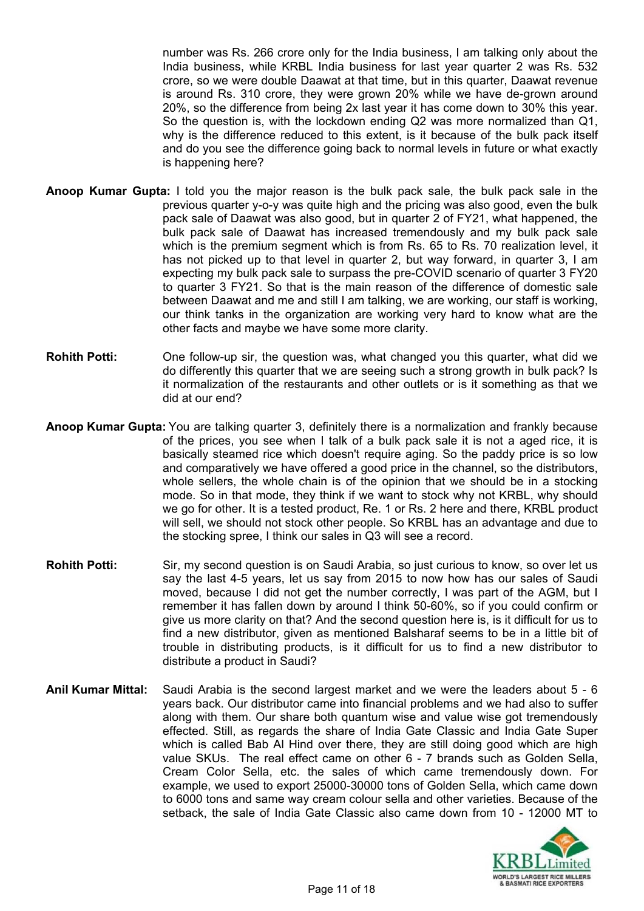number was Rs. 266 crore only for the India business, I am talking only about the India business, while KRBL India business for last year quarter 2 was Rs. 532 crore, so we were double Daawat at that time, but in this quarter, Daawat revenue is around Rs. 310 crore, they were grown 20% while we have de-grown around 20%, so the difference from being 2x last year it has come down to 30% this year. So the question is, with the lockdown ending Q2 was more normalized than Q1, why is the difference reduced to this extent, is it because of the bulk pack itself and do you see the difference going back to normal levels in future or what exactly is happening here?

**Anoop Kumar Gupta:** I told you the major reason is the bulk pack sale, the bulk pack sale in the previous quarter y-o-y was quite high and the pricing was also good, even the bulk pack sale of Daawat was also good, but in quarter 2 of FY21, what happened, the bulk pack sale of Daawat has increased tremendously and my bulk pack sale which is the premium segment which is from Rs. 65 to Rs. 70 realization level, it has not picked up to that level in quarter 2, but way forward, in quarter 3, I am expecting my bulk pack sale to surpass the pre-COVID scenario of quarter 3 FY20 to quarter 3 FY21. So that is the main reason of the difference of domestic sale between Daawat and me and still I am talking, we are working, our staff is working, our think tanks in the organization are working very hard to know what are the other facts and maybe we have some more clarity.

**Rohith Potti:** One follow-up sir, the question was, what changed you this quarter, what did we do differently this quarter that we are seeing such a strong growth in bulk pack? Is it normalization of the restaurants and other outlets or is it something as that we did at our end?

**Anoop Kumar Gupta:** You are talking quarter 3, definitely there is a normalization and frankly because of the prices, you see when I talk of a bulk pack sale it is not a aged rice, it is basically steamed rice which doesn't require aging. So the paddy price is so low and comparatively we have offered a good price in the channel, so the distributors, whole sellers, the whole chain is of the opinion that we should be in a stocking mode. So in that mode, they think if we want to stock why not KRBL, why should we go for other. It is a tested product, Re. 1 or Rs. 2 here and there, KRBL product will sell, we should not stock other people. So KRBL has an advantage and due to the stocking spree, I think our sales in Q3 will see a record.

**Rohith Potti:** Sir, my second question is on Saudi Arabia, so just curious to know, so over let us say the last 4-5 years, let us say from 2015 to now how has our sales of Saudi moved, because I did not get the number correctly, I was part of the AGM, but I remember it has fallen down by around I think 50-60%, so if you could confirm or give us more clarity on that? And the second question here is, is it difficult for us to find a new distributor, given as mentioned Balsharaf seems to be in a little bit of trouble in distributing products, is it difficult for us to find a new distributor to distribute a product in Saudi?

**Anil Kumar Mittal:** Saudi Arabia is the second largest market and we were the leaders about 5 - 6 years back. Our distributor came into financial problems and we had also to suffer along with them. Our share both quantum wise and value wise got tremendously effected. Still, as regards the share of India Gate Classic and India Gate Super which is called Bab Al Hind over there, they are still doing good which are high value SKUs. The real effect came on other 6 - 7 brands such as Golden Sella, Cream Color Sella, etc. the sales of which came tremendously down. For example, we used to export 25000-30000 tons of Golden Sella, which came down to 6000 tons and same way cream colour sella and other varieties. Because of the setback, the sale of India Gate Classic also came down from 10 - 12000 MT to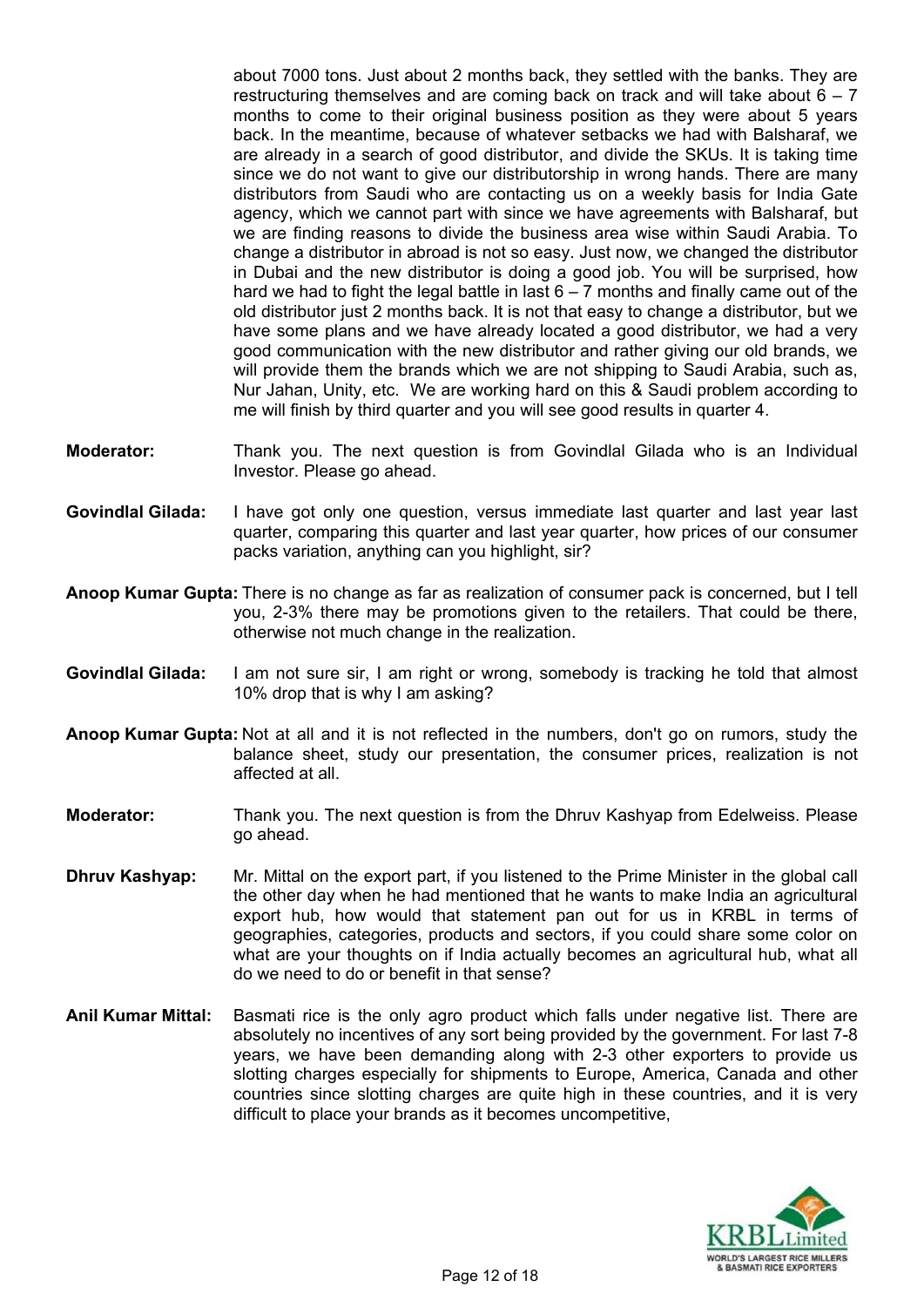about 7000 tons. Just about 2 months back, they settled with the banks. They are restructuring themselves and are coming back on track and will take about 6 – 7 months to come to their original business position as they were about 5 years back. In the meantime, because of whatever setbacks we had with Balsharaf, we are already in a search of good distributor, and divide the SKUs. It is taking time since we do not want to give our distributorship in wrong hands. There are many distributors from Saudi who are contacting us on a weekly basis for India Gate agency, which we cannot part with since we have agreements with Balsharaf, but we are finding reasons to divide the business area wise within Saudi Arabia. To change a distributor in abroad is not so easy. Just now, we changed the distributor in Dubai and the new distributor is doing a good job. You will be surprised, how hard we had to fight the legal battle in last 6 – 7 months and finally came out of the old distributor just 2 months back. It is not that easy to change a distributor, but we have some plans and we have already located a good distributor, we had a very good communication with the new distributor and rather giving our old brands, we will provide them the brands which we are not shipping to Saudi Arabia, such as, Nur Jahan, Unity, etc. We are working hard on this & Saudi problem according to me will finish by third quarter and you will see good results in quarter 4.

**Moderator:** Thank you. The next question is from Govindlal Gilada who is an Individual Investor. Please go ahead.

**Govindlal Gilada:** I have got only one question, versus immediate last quarter and last year last quarter, comparing this quarter and last year quarter, how prices of our consumer packs variation, anything can you highlight, sir?

**Anoop Kumar Gupta:** There is no change as far as realization of consumer pack is concerned, but I tell you, 2-3% there may be promotions given to the retailers. That could be there, otherwise not much change in the realization.

**Govindlal Gilada:** I am not sure sir, I am right or wrong, somebody is tracking he told that almost 10% drop that is why I am asking?

**Anoop Kumar Gupta:** Not at all and it is not reflected in the numbers, don't go on rumors, study the balance sheet, study our presentation, the consumer prices, realization is not affected at all.

**Moderator:** Thank you. The next question is from the Dhruv Kashyap from Edelweiss. Please go ahead.

**Dhruv Kashyap:** Mr. Mittal on the export part, if you listened to the Prime Minister in the global call the other day when he had mentioned that he wants to make India an agricultural export hub, how would that statement pan out for us in KRBL in terms of geographies, categories, products and sectors, if you could share some color on what are your thoughts on if India actually becomes an agricultural hub, what all do we need to do or benefit in that sense?

**Anil Kumar Mittal:** Basmati rice is the only agro product which falls under negative list. There are absolutely no incentives of any sort being provided by the government. For last 7-8 years, we have been demanding along with 2-3 other exporters to provide us slotting charges especially for shipments to Europe, America, Canada and other countries since slotting charges are quite high in these countries, and it is very difficult to place your brands as it becomes uncompetitive,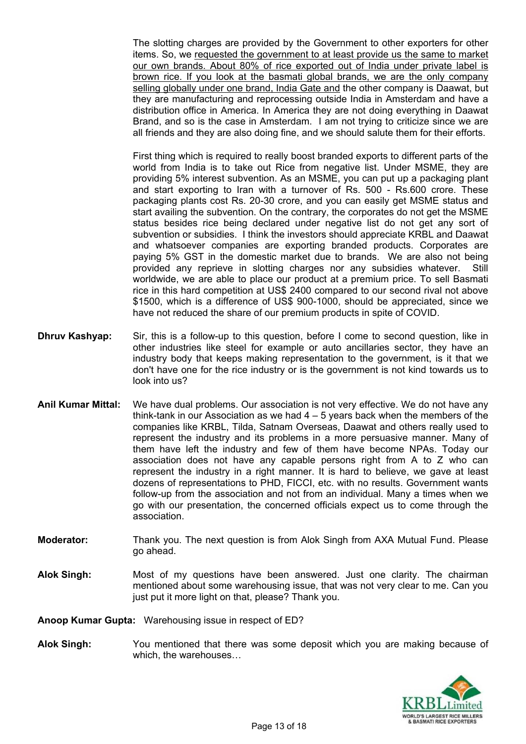The slotting charges are provided by the Government to other exporters for other items. So, we requested the government to at least provide us the same to market our own brands. About 80% of rice exported out of India under private label is brown rice. If you look at the basmati global brands, we are the only company selling globally under one brand, India Gate and the other company is Daawat, but they are manufacturing and reprocessing outside India in Amsterdam and have a distribution office in America. In America they are not doing everything in Daawat Brand, and so is the case in Amsterdam. I am not trying to criticize since we are all friends and they are also doing fine, and we should salute them for their efforts.

First thing which is required to really boost branded exports to different parts of the world from India is to take out Rice from negative list. Under MSME, they are providing 5% interest subvention. As an MSME, you can put up a packaging plant and start exporting to Iran with a turnover of Rs. 500 - Rs.600 crore. These packaging plants cost Rs. 20-30 crore, and you can easily get MSME status and start availing the subvention. On the contrary, the corporates do not get the MSME status besides rice being declared under negative list do not get any sort of subvention or subsidies. I think the investors should appreciate KRBL and Daawat and whatsoever companies are exporting branded products. Corporates are paying 5% GST in the domestic market due to brands. We are also not being provided any reprieve in slotting charges nor any subsidies whatever. Still worldwide, we are able to place our product at a premium price. To sell Basmati rice in this hard competition at US$ 2400 compared to our second rival not above $1500, which is a difference of US$ 900-1000, should be appreciated, since we have not reduced the share of our premium products in spite of COVID.

**Dhruv Kashyap:** Sir, this is a follow-up to this question, before I come to second question, like in other industries like steel for example or auto ancillaries sector, they have an industry body that keeps making representation to the government, is it that we don't have one for the rice industry or is the government is not kind towards us to look into us?

**Anil Kumar Mittal:** We have dual problems. Our association is not very effective. We do not have any think-tank in our Association as we had 4 – 5 years back when the members of the companies like KRBL, Tilda, Satnam Overseas, Daawat and others really used to represent the industry and its problems in a more persuasive manner. Many of them have left the industry and few of them have become NPAs. Today our association does not have any capable persons right from A to Z who can represent the industry in a right manner. It is hard to believe, we gave at least dozens of representations to PHD, FICCI, etc. with no results. Government wants follow-up from the association and not from an individual. Many a times when we go with our presentation, the concerned officials expect us to come through the association.

**Moderator:** Thank you. The next question is from Alok Singh from AXA Mutual Fund. Please go ahead.

**Alok Singh:** Most of my questions have been answered. Just one clarity. The chairman mentioned about some warehousing issue, that was not very clear to me. Can you just put it more light on that, please? Thank you.

**Anoop Kumar Gupta:** Warehousing issue in respect of ED?

**Alok Singh:** You mentioned that there was some deposit which you are making because of which, the warehouses…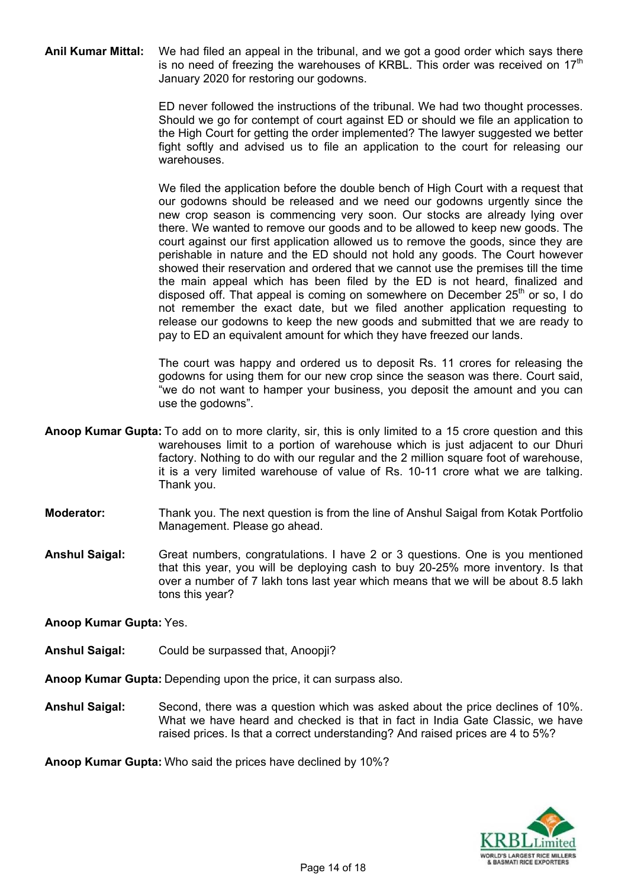**Anil Kumar Mittal:** We had filed an appeal in the tribunal, and we got a good order which says there is no need of freezing the warehouses of KRBL. This order was received on 17th January 2020 for restoring our godowns.

ED never followed the instructions of the tribunal. We had two thought processes. Should we go for contempt of court against ED or should we file an application to the High Court for getting the order implemented? The lawyer suggested we better fight softly and advised us to file an application to the court for releasing our warehouses.

We filed the application before the double bench of High Court with a request that our godowns should be released and we need our godowns urgently since the new crop season is commencing very soon. Our stocks are already lying over there. We wanted to remove our goods and to be allowed to keep new goods. The court against our first application allowed us to remove the goods, since they are perishable in nature and the ED should not hold any goods. The Court however showed their reservation and ordered that we cannot use the premises till the time the main appeal which has been filed by the ED is not heard, finalized and disposed off. That appeal is coming on somewhere on December 25th or so, I do not remember the exact date, but we filed another application requesting to release our godowns to keep the new goods and submitted that we are ready to pay to ED an equivalent amount for which they have freezed our lands.

The court was happy and ordered us to deposit Rs. 11 crores for releasing the godowns for using them for our new crop since the season was there. Court said, "we do not want to hamper your business, you deposit the amount and you can use the godowns".

**Anoop Kumar Gupta:** To add on to more clarity, sir, this is only limited to a 15 crore question and this warehouses limit to a portion of warehouse which is just adjacent to our Dhuri factory. Nothing to do with our regular and the 2 million square foot of warehouse, it is a very limited warehouse of value of Rs. 10-11 crore what we are talking. Thank you.

**Moderator:** Thank you. The next question is from the line of Anshul Saigal from Kotak Portfolio Management. Please go ahead.

**Anshul Saigal:** Great numbers, congratulations. I have 2 or 3 questions. One is you mentioned that this year, you will be deploying cash to buy 20-25% more inventory. Is that over a number of 7 lakh tons last year which means that we will be about 8.5 lakh tons this year?

**Anoop Kumar Gupta:** Yes.

**Anshul Saigal:** Could be surpassed that, Anoopji?

**Anoop Kumar Gupta:** Depending upon the price, it can surpass also.

**Anshul Saigal:** Second, there was a question which was asked about the price declines of 10%. What we have heard and checked is that in fact in India Gate Classic, we have raised prices. Is that a correct understanding? And raised prices are 4 to 5%?

**Anoop Kumar Gupta:** Who said the prices have declined by 10%?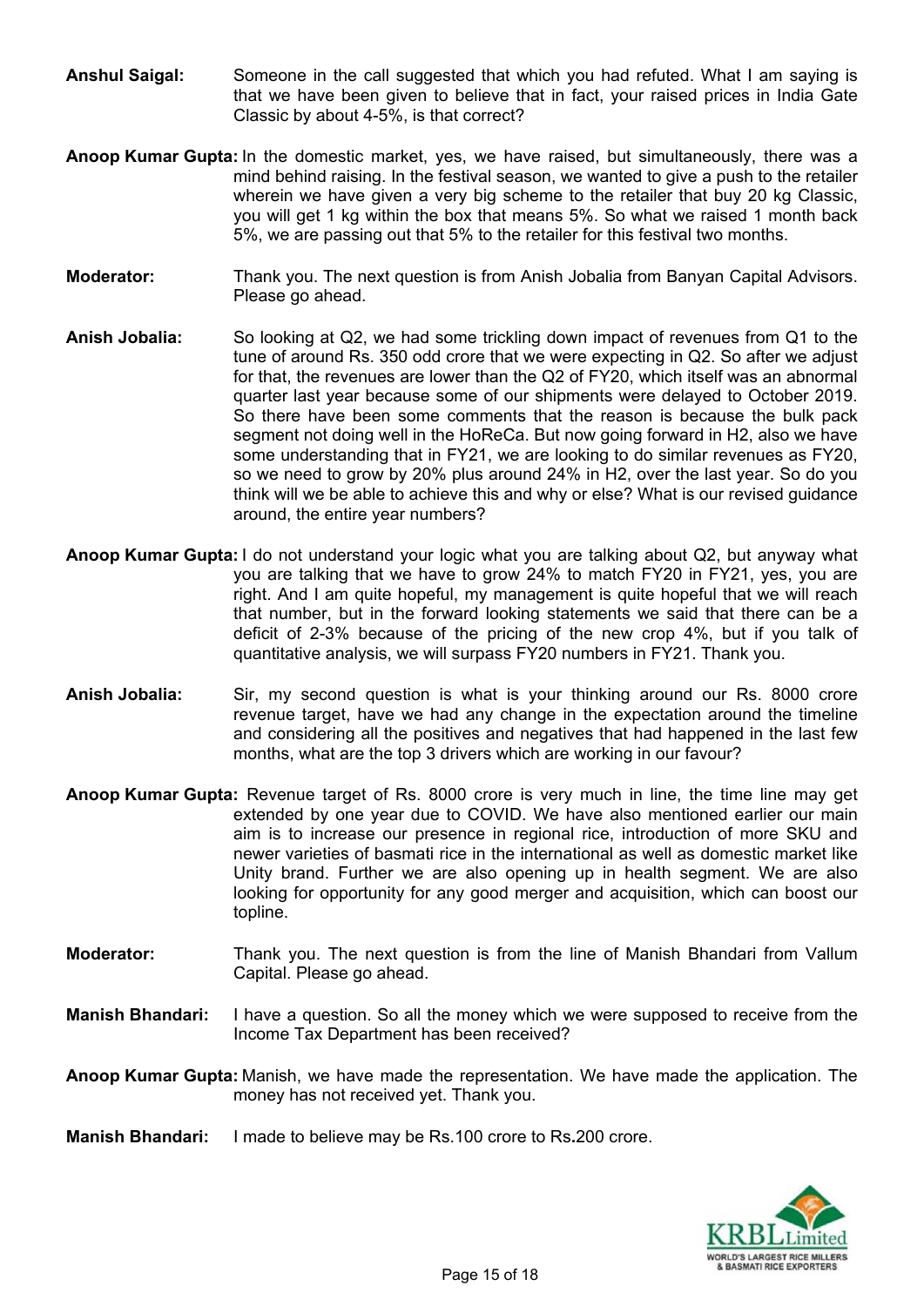**Anshul Saigal:** Someone in the call suggested that which you had refuted. What I am saying is that we have been given to believe that in fact, your raised prices in India Gate Classic by about 4-5%, is that correct?

**Anoop Kumar Gupta:** In the domestic market, yes, we have raised, but simultaneously, there was a mind behind raising. In the festival season, we wanted to give a push to the retailer wherein we have given a very big scheme to the retailer that buy 20 kg Classic, you will get 1 kg within the box that means 5%. So what we raised 1 month back 5%, we are passing out that 5% to the retailer for this festival two months.

**Moderator:** Thank you. The next question is from Anish Jobalia from Banyan Capital Advisors. Please go ahead.

**Anish Jobalia:** So looking at Q2, we had some trickling down impact of revenues from Q1 to the tune of around Rs. 350 odd crore that we were expecting in Q2. So after we adjust for that, the revenues are lower than the Q2 of FY20, which itself was an abnormal quarter last year because some of our shipments were delayed to October 2019. So there have been some comments that the reason is because the bulk pack segment not doing well in the HoReCa. But now going forward in H2, also we have some understanding that in FY21, we are looking to do similar revenues as FY20, so we need to grow by 20% plus around 24% in H2, over the last year. So do you think will we be able to achieve this and why or else? What is our revised guidance around, the entire year numbers?

**Anoop Kumar Gupta:** I do not understand your logic what you are talking about Q2, but anyway what you are talking that we have to grow 24% to match FY20 in FY21, yes, you are right. And I am quite hopeful, my management is quite hopeful that we will reach that number, but in the forward looking statements we said that there can be a deficit of 2-3% because of the pricing of the new crop 4%, but if you talk of quantitative analysis, we will surpass FY20 numbers in FY21. Thank you.

**Anish Jobalia:** Sir, my second question is what is your thinking around our Rs. 8000 crore revenue target, have we had any change in the expectation around the timeline and considering all the positives and negatives that had happened in the last few months, what are the top 3 drivers which are working in our favour?

**Anoop Kumar Gupta:** Revenue target of Rs. 8000 crore is very much in line, the time line may get extended by one year due to COVID. We have also mentioned earlier our main aim is to increase our presence in regional rice, introduction of more SKU and newer varieties of basmati rice in the international as well as domestic market like Unity brand. Further we are also opening up in health segment. We are also looking for opportunity for any good merger and acquisition, which can boost our topline.

**Moderator:** Thank you. The next question is from the line of Manish Bhandari from Vallum Capital. Please go ahead.

**Manish Bhandari:** I have a question. So all the money which we were supposed to receive from the Income Tax Department has been received?

**Anoop Kumar Gupta:** Manish, we have made the representation. We have made the application. The money has not received yet. Thank you.

**Manish Bhandari:** I made to believe may be Rs.100 crore to Rs.200 crore.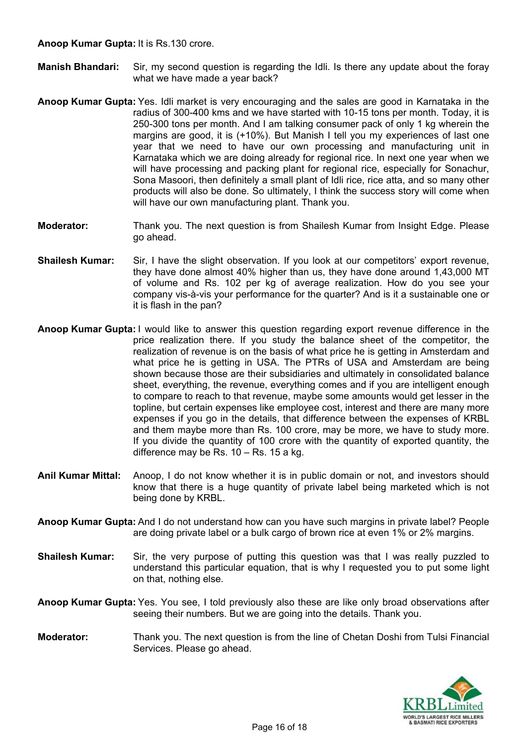**Anoop Kumar Gupta:** It is Rs.130 crore.

**Manish Bhandari:** Sir, my second question is regarding the Idli. Is there any update about the foray what we have made a year back?

**Anoop Kumar Gupta:** Yes. Idli market is very encouraging and the sales are good in Karnataka in the radius of 300-400 kms and we have started with 10-15 tons per month. Today, it is 250-300 tons per month. And I am talking consumer pack of only 1 kg wherein the margins are good, it is (+10%). But Manish I tell you my experiences of last one year that we need to have our own processing and manufacturing unit in Karnataka which we are doing already for regional rice. In next one year when we will have processing and packing plant for regional rice, especially for Sonachur, Sona Masoori, then definitely a small plant of Idli rice, rice atta, and so many other products will also be done. So ultimately, I think the success story will come when will have our own manufacturing plant. Thank you.

**Moderator:** Thank you. The next question is from Shailesh Kumar from Insight Edge. Please go ahead.

**Shailesh Kumar:** Sir, I have the slight observation. If you look at our competitors' export revenue, they have done almost 40% higher than us, they have done around 1,43,000 MT of volume and Rs. 102 per kg of average realization. How do you see your company vis-à-vis your performance for the quarter? And is it a sustainable one or it is flash in the pan?

**Anoop Kumar Gupta:** I would like to answer this question regarding export revenue difference in the price realization there. If you study the balance sheet of the competitor, the realization of revenue is on the basis of what price he is getting in Amsterdam and what price he is getting in USA. The PTRs of USA and Amsterdam are being shown because those are their subsidiaries and ultimately in consolidated balance sheet, everything, the revenue, everything comes and if you are intelligent enough to compare to reach to that revenue, maybe some amounts would get lesser in the topline, but certain expenses like employee cost, interest and there are many more expenses if you go in the details, that difference between the expenses of KRBL and them maybe more than Rs. 100 crore, may be more, we have to study more. If you divide the quantity of 100 crore with the quantity of exported quantity, the difference may be Rs. 10 – Rs. 15 a kg.

**Anil Kumar Mittal:** Anoop, I do not know whether it is in public domain or not, and investors should know that there is a huge quantity of private label being marketed which is not being done by KRBL.

**Anoop Kumar Gupta:** And I do not understand how can you have such margins in private label? People are doing private label or a bulk cargo of brown rice at even 1% or 2% margins.

**Shailesh Kumar:** Sir, the very purpose of putting this question was that I was really puzzled to understand this particular equation, that is why I requested you to put some light on that, nothing else.

**Anoop Kumar Gupta:** Yes. You see, I told previously also these are like only broad observations after seeing their numbers. But we are going into the details. Thank you.

**Moderator:** Thank you. The next question is from the line of Chetan Doshi from Tulsi Financial Services. Please go ahead.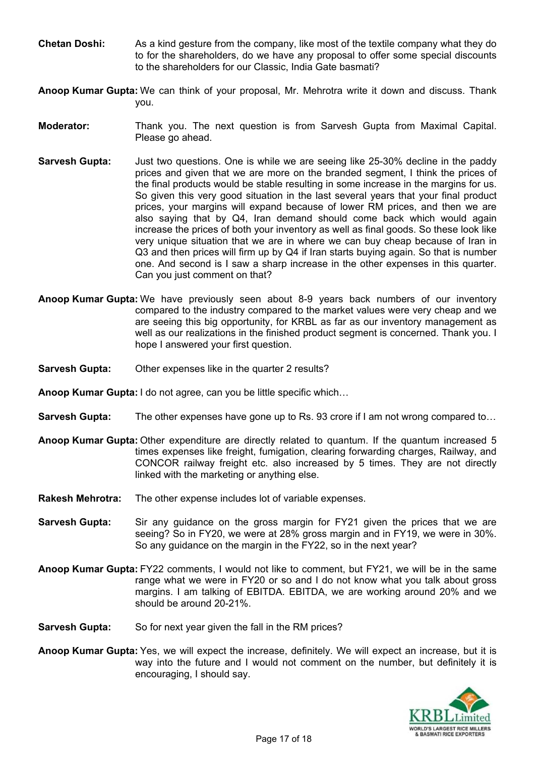**Chetan Doshi:** As a kind gesture from the company, like most of the textile company what they do to for the shareholders, do we have any proposal to offer some special discounts to the shareholders for our Classic, India Gate basmati?

**Anoop Kumar Gupta:** We can think of your proposal, Mr. Mehrotra write it down and discuss. Thank you.

**Moderator:** Thank you. The next question is from Sarvesh Gupta from Maximal Capital. Please go ahead.

**Sarvesh Gupta:** Just two questions. One is while we are seeing like 25-30% decline in the paddy prices and given that we are more on the branded segment, I think the prices of the final products would be stable resulting in some increase in the margins for us. So given this very good situation in the last several years that your final product prices, your margins will expand because of lower RM prices, and then we are also saying that by Q4, Iran demand should come back which would again increase the prices of both your inventory as well as final goods. So these look like very unique situation that we are in where we can buy cheap because of Iran in Q3 and then prices will firm up by Q4 if Iran starts buying again. So that is number one. And second is I saw a sharp increase in the other expenses in this quarter. Can you just comment on that?

**Anoop Kumar Gupta:** We have previously seen about 8-9 years back numbers of our inventory compared to the industry compared to the market values were very cheap and we are seeing this big opportunity, for KRBL as far as our inventory management as well as our realizations in the finished product segment is concerned. Thank you. I hope I answered your first question.

**Sarvesh Gupta:** Other expenses like in the quarter 2 results?

**Anoop Kumar Gupta:** I do not agree, can you be little specific which…

**Sarvesh Gupta:** The other expenses have gone up to Rs. 93 crore if I am not wrong compared to…

**Anoop Kumar Gupta:** Other expenditure are directly related to quantum. If the quantum increased 5 times expenses like freight, fumigation, clearing forwarding charges, Railway, and CONCOR railway freight etc. also increased by 5 times. They are not directly linked with the marketing or anything else.

**Rakesh Mehrotra:** The other expense includes lot of variable expenses.

**Sarvesh Gupta:** Sir any guidance on the gross margin for FY21 given the prices that we are seeing? So in FY20, we were at 28% gross margin and in FY19, we were in 30%. So any guidance on the margin in the FY22, so in the next year?

**Anoop Kumar Gupta:** FY22 comments, I would not like to comment, but FY21, we will be in the same range what we were in FY20 or so and I do not know what you talk about gross margins. I am talking of EBITDA. EBITDA, we are working around 20% and we should be around 20-21%.

**Sarvesh Gupta:** So for next year given the fall in the RM prices?

**Anoop Kumar Gupta:** Yes, we will expect the increase, definitely. We will expect an increase, but it is way into the future and I would not comment on the number, but definitely it is encouraging, I should say.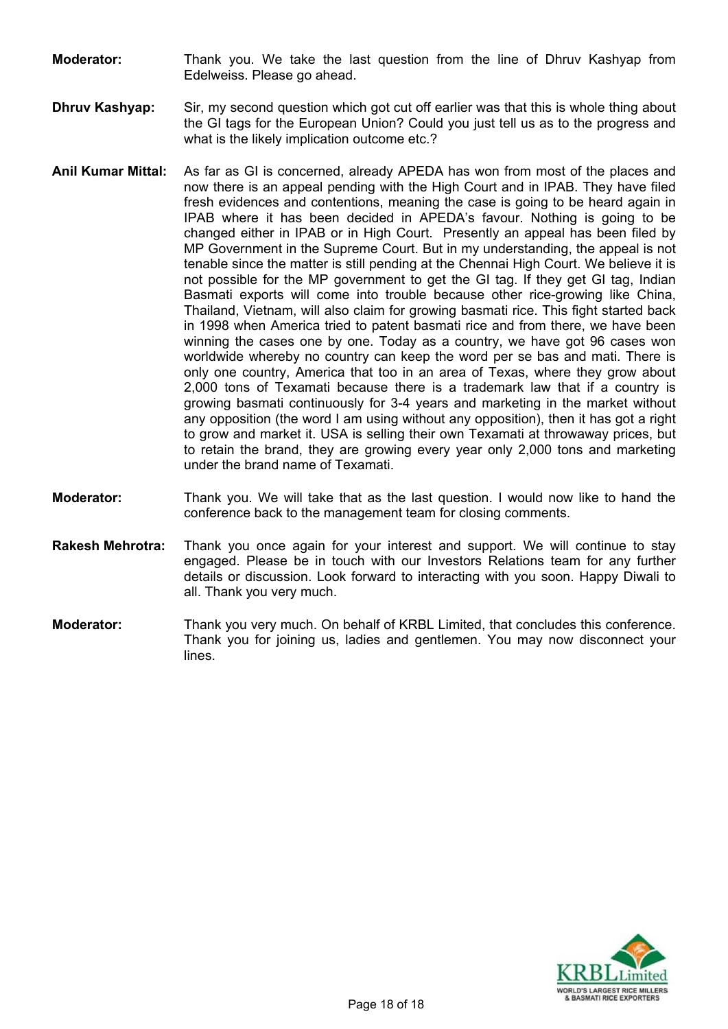**Moderator:** Thank you. We take the last question from the line of Dhruv Kashyap from Edelweiss. Please go ahead.

**Dhruv Kashyap:** Sir, my second question which got cut off earlier was that this is whole thing about the GI tags for the European Union? Could you just tell us as to the progress and what is the likely implication outcome etc.?

**Anil Kumar Mittal:** As far as GI is concerned, already APEDA has won from most of the places and now there is an appeal pending with the High Court and in IPAB. They have filed fresh evidences and contentions, meaning the case is going to be heard again in IPAB where it has been decided in APEDA's favour. Nothing is going to be changed either in IPAB or in High Court. Presently an appeal has been filed by MP Government in the Supreme Court. But in my understanding, the appeal is not tenable since the matter is still pending at the Chennai High Court. We believe it is not possible for the MP government to get the GI tag. If they get GI tag, Indian Basmati exports will come into trouble because other rice-growing like China, Thailand, Vietnam, will also claim for growing basmati rice. This fight started back in 1998 when America tried to patent basmati rice and from there, we have been winning the cases one by one. Today as a country, we have got 96 cases won worldwide whereby no country can keep the word per se bas and mati. There is only one country, America that too in an area of Texas, where they grow about 2,000 tons of Texamati because there is a trademark law that if a country is growing basmati continuously for 3-4 years and marketing in the market without any opposition (the word I am using without any opposition), then it has got a right to grow and market it. USA is selling their own Texamati at throwaway prices, but to retain the brand, they are growing every year only 2,000 tons and marketing under the brand name of Texamati.

**Moderator:** Thank you. We will take that as the last question. I would now like to hand the conference back to the management team for closing comments.

**Rakesh Mehrotra:** Thank you once again for your interest and support. We will continue to stay engaged. Please be in touch with our Investors Relations team for any further details or discussion. Look forward to interacting with you soon. Happy Diwali to all. Thank you very much.

**Moderator:** Thank you very much. On behalf of KRBL Limited, that concludes this conference. Thank you for joining us, ladies and gentlemen. You may now disconnect your lines.